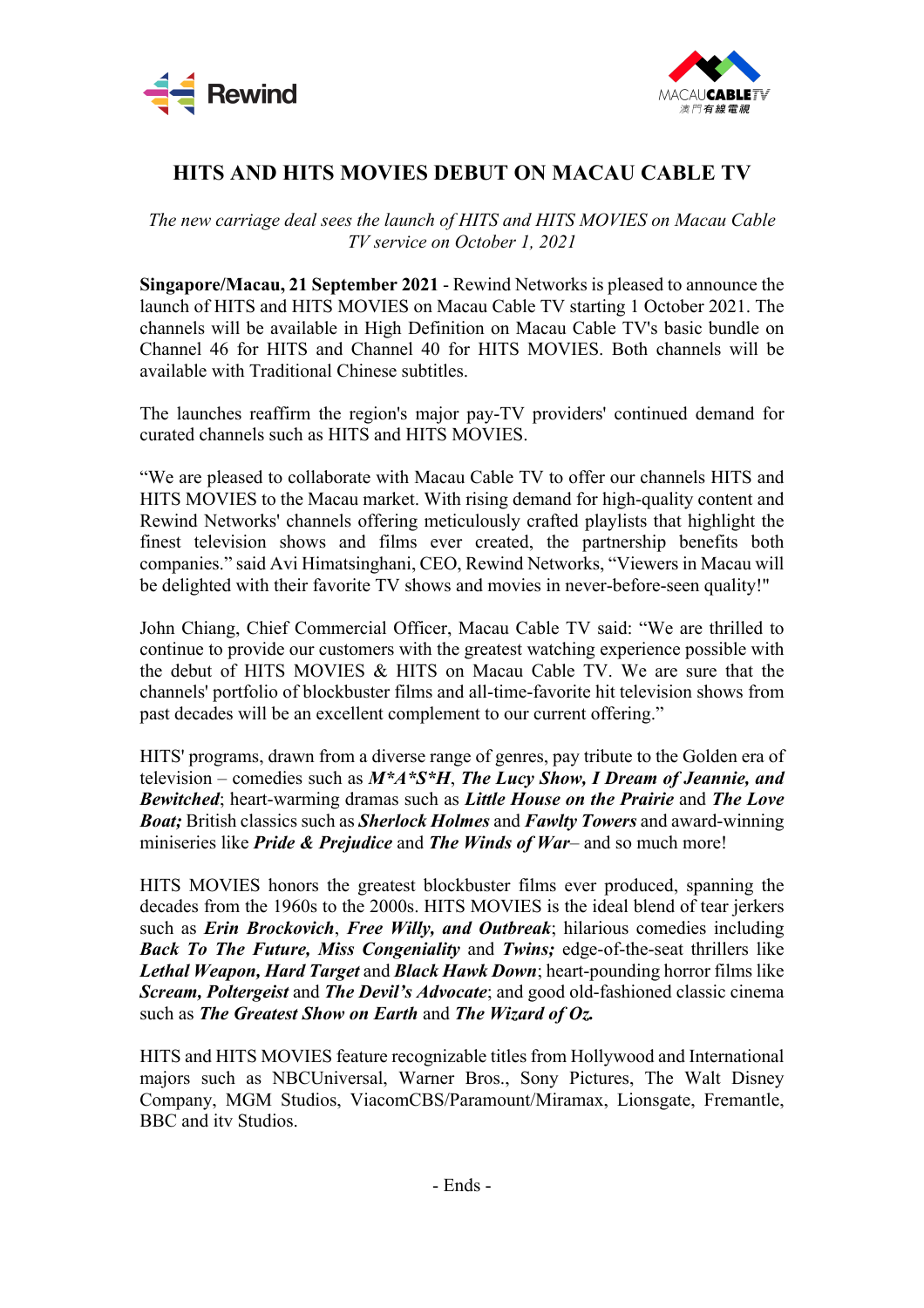# HITS AND HITS MOVIES DEBUT ON MACAU CABLE TV

*The new carriage deal sees the launch of HITS and HITS MOVIES on Macau Cable TV service on October 1, 2021*

**Singapore/Macau, 21 September 2021** - Rewind Networks is pleased to announce the launch of HITS and HITS MOVIES on Macau Cable TV starting 1 October 2021. The channels will be available in High Definition on Macau Cable TV's basic bundle on Channel 46 for HITS and Channel 40 for HITS MOVIES. Both channels will be available with Traditional Chinese subtitles.

The launches reaffirm the region's major pay-TV providers' continued demand for curated channels such as HITS and HITS MOVIES.

"We are pleased to collaborate with Macau Cable TV to offer our channels HITS and HITS MOVIES to the Macau market. With rising demand for high-quality content and Rewind Networks' channels offering meticulously crafted playlists that highlight the finest television shows and films ever created, the partnership benefits both companies." said Avi Himatsinghani, CEO, Rewind Networks, "Viewers in Macau will be delighted with their favorite TV shows and movies in never-before-seen quality!"

John Chiang, Chief Commercial Officer, Macau Cable TV said: "We are thrilled to continue to provide our customers with the greatest watching experience possible with the debut of HITS MOVIES & HITS on Macau Cable TV. We are sure that the channels' portfolio of blockbuster films and all-time-favorite hit television shows from past decades will be an excellent complement to our current offering."

HITS' programs, drawn from a diverse range of genres, pay tribute to the Golden era of television – comedies such as ***M*A*S*H***, ***The Lucy Show, I Dream of Jeannie, and Bewitched***; heart-warming dramas such as ***Little House on the Prairie*** and ***The Love Boat;*** British classics such as ***Sherlock Holmes*** and ***Fawlty Towers*** and award-winning miniseries like ***Pride & Prejudice*** and ***The Winds of War***– and so much more!

HITS MOVIES honors the greatest blockbuster films ever produced, spanning the decades from the 1960s to the 2000s. HITS MOVIES is the ideal blend of tear jerkers such as ***Erin Brockovich***, ***Free Willy, and Outbreak***; hilarious comedies including ***Back To The Future, Miss Congeniality*** and ***Twins;*** edge-of-the-seat thrillers like ***Lethal Weapon, Hard Target*** and ***Black Hawk Down***; heart-pounding horror films like ***Scream, Poltergeist*** and ***The Devil's Advocate***; and good old-fashioned classic cinema such as ***The Greatest Show on Earth*** and ***The Wizard of Oz.***

HITS and HITS MOVIES feature recognizable titles from Hollywood and International majors such as NBCUniversal, Warner Bros., Sony Pictures, The Walt Disney Company, MGM Studios, ViacomCBS/Paramount/Miramax, Lionsgate, Fremantle, BBC and itv Studios.

- Ends -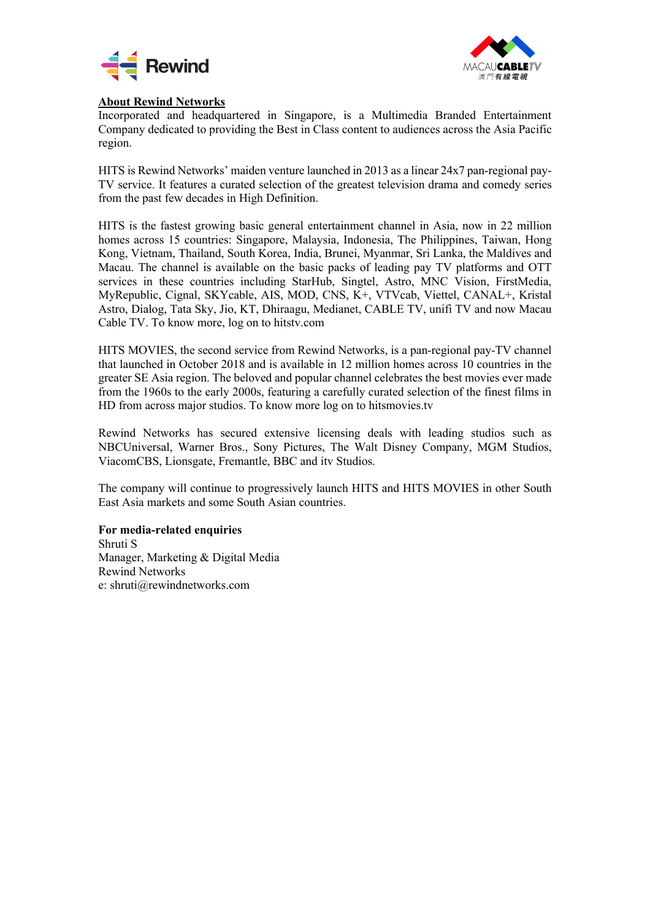**About Rewind Networks**

Incorporated and headquartered in Singapore, is a Multimedia Branded Entertainment Company dedicated to providing the Best in Class content to audiences across the Asia Pacific region.

HITS is Rewind Networks' maiden venture launched in 2013 as a linear 24x7 pan-regional pay-TV service. It features a curated selection of the greatest television drama and comedy series from the past few decades in High Definition.

HITS is the fastest growing basic general entertainment channel in Asia, now in 22 million homes across 15 countries: Singapore, Malaysia, Indonesia, The Philippines, Taiwan, Hong Kong, Vietnam, Thailand, South Korea, India, Brunei, Myanmar, Sri Lanka, the Maldives and Macau. The channel is available on the basic packs of leading pay TV platforms and OTT services in these countries including StarHub, Singtel, Astro, MNC Vision, FirstMedia, MyRepublic, Cignal, SKYcable, AIS, MOD, CNS, K+, VTVcab, Viettel, CANAL+, Kristal Astro, Dialog, Tata Sky, Jio, KT, Dhiraagu, Medianet, CABLE TV, unifi TV and now Macau Cable TV. To know more, log on to hitstv.com

HITS MOVIES, the second service from Rewind Networks, is a pan-regional pay-TV channel that launched in October 2018 and is available in 12 million homes across 10 countries in the greater SE Asia region. The beloved and popular channel celebrates the best movies ever made from the 1960s to the early 2000s, featuring a carefully curated selection of the finest films in HD from across major studios. To know more log on to hitsmovies.tv

Rewind Networks has secured extensive licensing deals with leading studios such as NBCUniversal, Warner Bros., Sony Pictures, The Walt Disney Company, MGM Studios, ViacomCBS, Lionsgate, Fremantle, BBC and itv Studios.

The company will continue to progressively launch HITS and HITS MOVIES in other South East Asia markets and some South Asian countries.

**For media-related enquiries**

Shruti S
Manager, Marketing & Digital Media
Rewind Networks
e: shruti@rewindnetworks.com